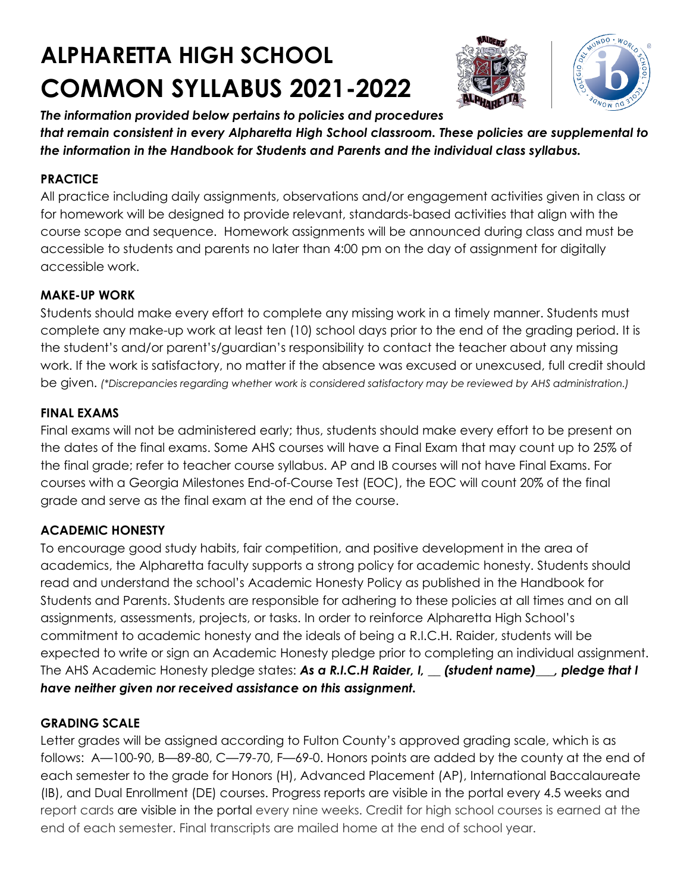# ALPHARETTA HIGH SCHOOL COMMON SYLLABUS 2021-2022

***The information provided below pertains to policies and procedures that remain consistent in every Alpharetta High School classroom. These policies are supplemental to the information in the Handbook for Students and Parents and the individual class syllabus.***

## PRACTICE

All practice including daily assignments, observations and/or engagement activities given in class or for homework will be designed to provide relevant, standards-based activities that align with the course scope and sequence. Homework assignments will be announced during class and must be accessible to students and parents no later than 4:00 pm on the day of assignment for digitally accessible work.

## MAKE-UP WORK

Students should make every effort to complete any missing work in a timely manner. Students must complete any make-up work at least ten (10) school days prior to the end of the grading period. It is the student's and/or parent's/guardian's responsibility to contact the teacher about any missing work. If the work is satisfactory, no matter if the absence was excused or unexcused, full credit should be given. *(*Discrepancies regarding whether work is considered satisfactory may be reviewed by AHS administration.)*

## FINAL EXAMS

Final exams will not be administered early; thus, students should make every effort to be present on the dates of the final exams. Some AHS courses will have a Final Exam that may count up to 25% of the final grade; refer to teacher course syllabus. AP and IB courses will not have Final Exams. For courses with a Georgia Milestones End-of-Course Test (EOC), the EOC will count 20% of the final grade and serve as the final exam at the end of the course.

## ACADEMIC HONESTY

To encourage good study habits, fair competition, and positive development in the area of academics, the Alpharetta faculty supports a strong policy for academic honesty. Students should read and understand the school's Academic Honesty Policy as published in the Handbook for Students and Parents. Students are responsible for adhering to these policies at all times and on all assignments, assessments, projects, or tasks. In order to reinforce Alpharetta High School's commitment to academic honesty and the ideals of being a R.I.C.H. Raider, students will be expected to write or sign an Academic Honesty pledge prior to completing an individual assignment. The AHS Academic Honesty pledge states: ***As a R.I.C.H Raider, I, __ (student name)___, pledge that I have neither given nor received assistance on this assignment.***

## GRADING SCALE

Letter grades will be assigned according to Fulton County's approved grading scale, which is as follows: A—100-90, B—89-80, C—79-70, F—69-0. Honors points are added by the county at the end of each semester to the grade for Honors (H), Advanced Placement (AP), International Baccalaureate (IB), and Dual Enrollment (DE) courses. Progress reports are visible in the portal every 4.5 weeks and report cards are visible in the portal every nine weeks. Credit for high school courses is earned at the end of each semester. Final transcripts are mailed home at the end of school year.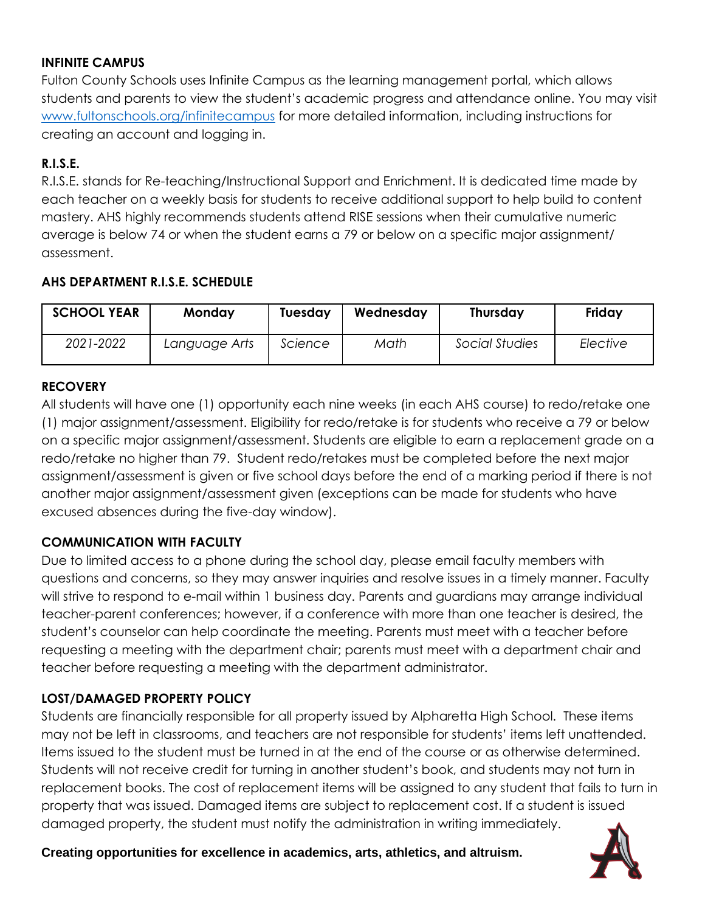## INFINITE CAMPUS

Fulton County Schools uses Infinite Campus as the learning management portal, which allows students and parents to view the student's academic progress and attendance online. You may visit [www.fultonschools.org/infinitecampus](http://www.fultonschools.org/infinitecampus) for more detailed information, including instructions for creating an account and logging in.

## R.I.S.E.

R.I.S.E. stands for Re-teaching/Instructional Support and Enrichment. It is dedicated time made by each teacher on a weekly basis for students to receive additional support to help build to content mastery. AHS highly recommends students attend RISE sessions when their cumulative numeric average is below 74 or when the student earns a 79 or below on a specific major assignment/ assessment.

## AHS DEPARTMENT R.I.S.E. SCHEDULE

| SCHOOL YEAR | Monday | Tuesday | Wednesday | Thursday | Friday |
|---|---|---|---|---|---|
| *2021-2022* | *Language Arts* | *Science* | *Math* | *Social Studies* | *Elective* |

## RECOVERY

All students will have one (1) opportunity each nine weeks (in each AHS course) to redo/retake one (1) major assignment/assessment. Eligibility for redo/retake is for students who receive a 79 or below on a specific major assignment/assessment. Students are eligible to earn a replacement grade on a redo/retake no higher than 79. Student redo/retakes must be completed before the next major assignment/assessment is given or five school days before the end of a marking period if there is not another major assignment/assessment given (exceptions can be made for students who have excused absences during the five-day window).

## COMMUNICATION WITH FACULTY

Due to limited access to a phone during the school day, please email faculty members with questions and concerns, so they may answer inquiries and resolve issues in a timely manner. Faculty will strive to respond to e-mail within 1 business day. Parents and guardians may arrange individual teacher-parent conferences; however, if a conference with more than one teacher is desired, the student's counselor can help coordinate the meeting. Parents must meet with a teacher before requesting a meeting with the department chair; parents must meet with a department chair and teacher before requesting a meeting with the department administrator.

## LOST/DAMAGED PROPERTY POLICY

Students are financially responsible for all property issued by Alpharetta High School. These items may not be left in classrooms, and teachers are not responsible for students' items left unattended. Items issued to the student must be turned in at the end of the course or as otherwise determined. Students will not receive credit for turning in another student's book, and students may not turn in replacement books. The cost of replacement items will be assigned to any student that fails to turn in property that was issued. Damaged items are subject to replacement cost. If a student is issued damaged property, the student must notify the administration in writing immediately.

**Creating opportunities for excellence in academics, arts, athletics, and altruism.**